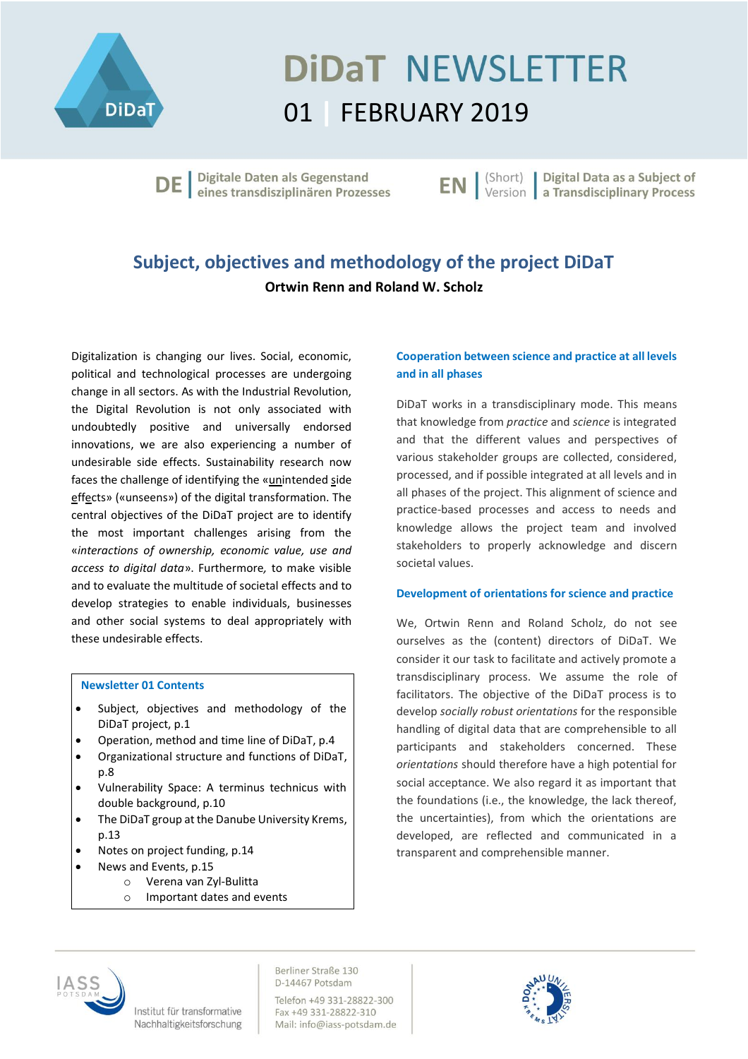# DiDaT NEWSLETTER

## 01 | FEBRUARY 2019

DE | Digitale Daten als Gegenstand eines transdisziplinären Prozesses

EN | (Short) Version | Digital Data as a Subject of a Transdisciplinary Process

## Subject, objectives and methodology of the project DiDaT

**Ortwin Renn and Roland W. Scholz**

Digitalization is changing our lives. Social, economic, political and technological processes are undergoing change in all sectors. As with the Industrial Revolution, the Digital Revolution is not only associated with undoubtedly positive and universally endorsed innovations, we are also experiencing a number of undesirable side effects. Sustainability research now faces the challenge of identifying the «unintended side effects» («unseens») of the digital transformation. The central objectives of the DiDaT project are to identify the most important challenges arising from the «*interactions of ownership, economic value, use and access to digital data*». Furthermore, to make visible and to evaluate the multitude of societal effects and to develop strategies to enable individuals, businesses and other social systems to deal appropriately with these undesirable effects.

> **Newsletter 01 Contents**
>
> - Subject, objectives and methodology of the DiDaT project, p.1
> - Operation, method and time line of DiDaT, p.4
> - Organizational structure and functions of DiDaT, p.8
> - Vulnerability Space: A terminus technicus with double background, p.10
> - The DiDaT group at the Danube University Krems, p.13
> - Notes on project funding, p.14
> - News and Events, p.15
>     - Verena van Zyl-Bulitta
>     - Important dates and events

### Cooperation between science and practice at all levels and in all phases

DiDaT works in a transdisciplinary mode. This means that knowledge from *practice* and *science* is integrated and that the different values and perspectives of various stakeholder groups are collected, considered, processed, and if possible integrated at all levels and in all phases of the project. This alignment of science and practice-based processes and access to needs and knowledge allows the project team and involved stakeholders to properly acknowledge and discern societal values.

### Development of orientations for science and practice

We, Ortwin Renn and Roland Scholz, do not see ourselves as the (content) directors of DiDaT. We consider it our task to facilitate and actively promote a transdisciplinary process. We assume the role of facilitators. The objective of the DiDaT process is to develop *socially robust orientations* for the responsible handling of digital data that are comprehensible to all participants and stakeholders concerned. These *orientations* should therefore have a high potential for social acceptance. We also regard it as important that the foundations (i.e., the knowledge, the lack thereof, the uncertainties), from which the orientations are developed, are reflected and communicated in a transparent and comprehensible manner.

IASS Potsdam – Institut für transformative Nachhaltigkeitsforschung

Berliner Straße 130
D-14467 Potsdam
Telefon +49 331-28822-300
Fax +49 331-28822-310
Mail: info@iass-potsdam.de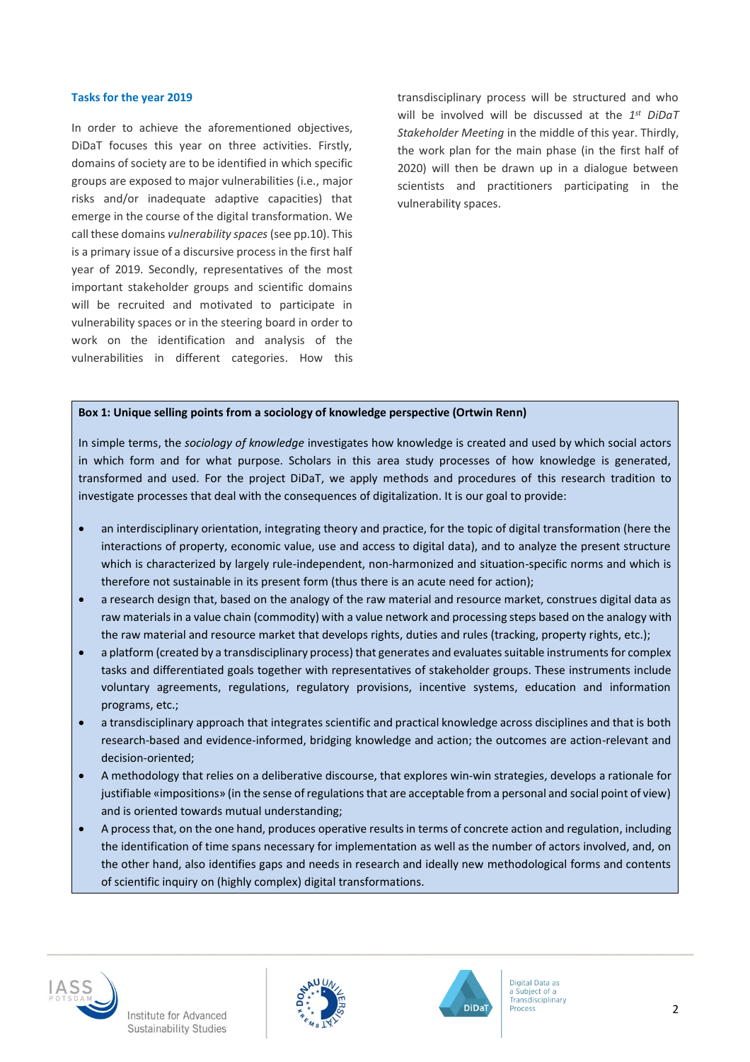## Tasks for the year 2019

In order to achieve the aforementioned objectives, DiDaT focuses this year on three activities. Firstly, domains of society are to be identified in which specific groups are exposed to major vulnerabilities (i.e., major risks and/or inadequate adaptive capacities) that emerge in the course of the digital transformation. We call these domains *vulnerability spaces* (see pp.10). This is a primary issue of a discursive process in the first half year of 2019. Secondly, representatives of the most important stakeholder groups and scientific domains will be recruited and motivated to participate in vulnerability spaces or in the steering board in order to work on the identification and analysis of the vulnerabilities in different categories. How this transdisciplinary process will be structured and who will be involved will be discussed at the *1st DiDaT Stakeholder Meeting* in the middle of this year. Thirdly, the work plan for the main phase (in the first half of 2020) will then be drawn up in a dialogue between scientists and practitioners participating in the vulnerability spaces.

**Box 1: Unique selling points from a sociology of knowledge perspective (Ortwin Renn)**

In simple terms, the *sociology of knowledge* investigates how knowledge is created and used by which social actors in which form and for what purpose. Scholars in this area study processes of how knowledge is generated, transformed and used. For the project DiDaT, we apply methods and procedures of this research tradition to investigate processes that deal with the consequences of digitalization. It is our goal to provide:

- an interdisciplinary orientation, integrating theory and practice, for the topic of digital transformation (here the interactions of property, economic value, use and access to digital data), and to analyze the present structure which is characterized by largely rule-independent, non-harmonized and situation-specific norms and which is therefore not sustainable in its present form (thus there is an acute need for action);
- a research design that, based on the analogy of the raw material and resource market, construes digital data as raw materials in a value chain (commodity) with a value network and processing steps based on the analogy with the raw material and resource market that develops rights, duties and rules (tracking, property rights, etc.);
- a platform (created by a transdisciplinary process) that generates and evaluates suitable instruments for complex tasks and differentiated goals together with representatives of stakeholder groups. These instruments include voluntary agreements, regulations, regulatory provisions, incentive systems, education and information programs, etc.;
- a transdisciplinary approach that integrates scientific and practical knowledge across disciplines and that is both research-based and evidence-informed, bridging knowledge and action; the outcomes are action-relevant and decision-oriented;
- A methodology that relies on a deliberative discourse, that explores win-win strategies, develops a rationale for justifiable «impositions» (in the sense of regulations that are acceptable from a personal and social point of view) and is oriented towards mutual understanding;
- A process that, on the one hand, produces operative results in terms of concrete action and regulation, including the identification of time spans necessary for implementation as well as the number of actors involved, and, on the other hand, also identifies gaps and needs in research and ideally new methodological forms and contents of scientific inquiry on (highly complex) digital transformations.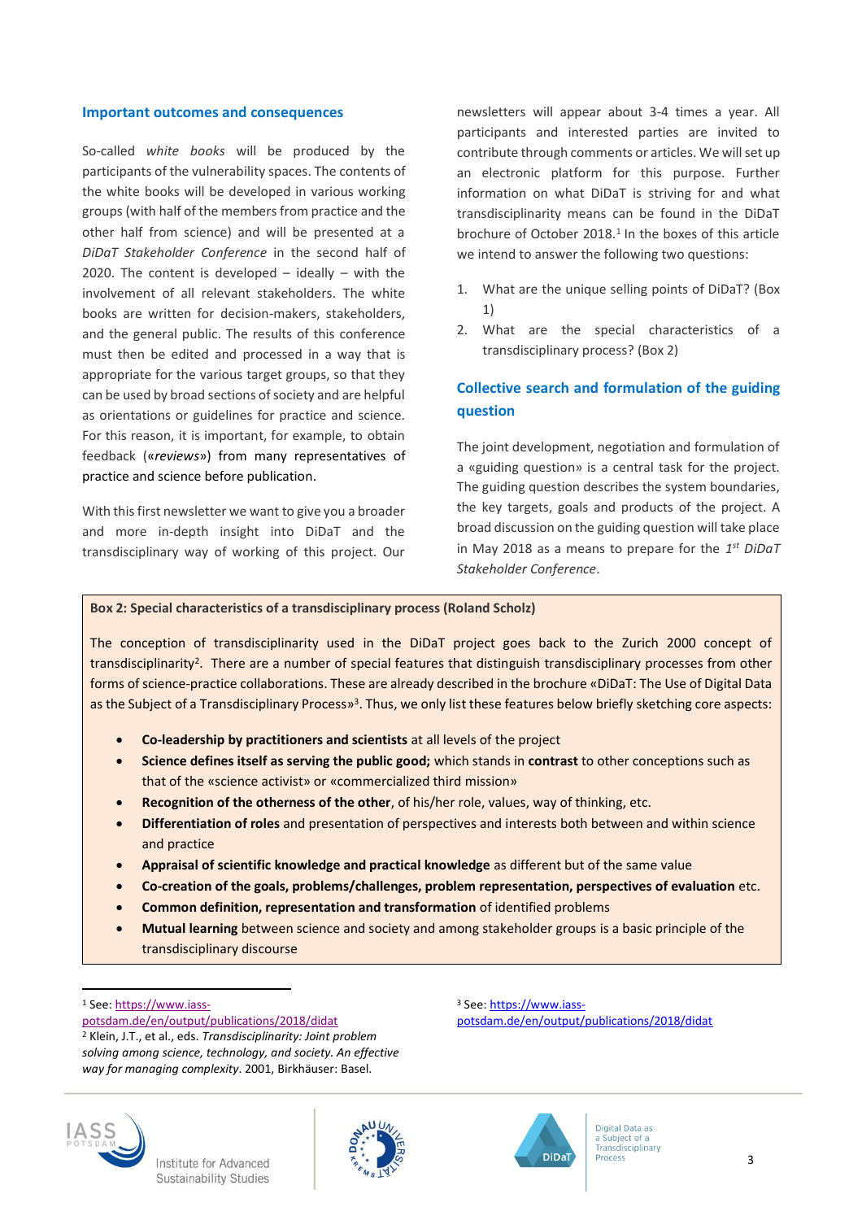## Important outcomes and consequences

So-called *white books* will be produced by the participants of the vulnerability spaces. The contents of the white books will be developed in various working groups (with half of the members from practice and the other half from science) and will be presented at a *DiDaT Stakeholder Conference* in the second half of 2020. The content is developed – ideally – with the involvement of all relevant stakeholders. The white books are written for decision-makers, stakeholders, and the general public. The results of this conference must then be edited and processed in a way that is appropriate for the various target groups, so that they can be used by broad sections of society and are helpful as orientations or guidelines for practice and science. For this reason, it is important, for example, to obtain feedback («*reviews*») from many representatives of practice and science before publication.

With this first newsletter we want to give you a broader and more in-depth insight into DiDaT and the transdisciplinary way of working of this project. Our newsletters will appear about 3-4 times a year. All participants and interested parties are invited to contribute through comments or articles. We will set up an electronic platform for this purpose. Further information on what DiDaT is striving for and what transdisciplinarity means can be found in the DiDaT brochure of October 2018.[1] In the boxes of this article we intend to answer the following two questions:

1. What are the unique selling points of DiDaT? (Box 1)
2. What are the special characteristics of a transdisciplinary process? (Box 2)

## Collective search and formulation of the guiding question

The joint development, negotiation and formulation of a «guiding question» is a central task for the project. The guiding question describes the system boundaries, the key targets, goals and products of the project. A broad discussion on the guiding question will take place in May 2018 as a means to prepare for the *1st DiDaT Stakeholder Conference*.

**Box 2: Special characteristics of a transdisciplinary process (Roland Scholz)**

The conception of transdisciplinarity used in the DiDaT project goes back to the Zurich 2000 concept of transdisciplinarity[2]. There are a number of special features that distinguish transdisciplinary processes from other forms of science-practice collaborations. These are already described in the brochure «DiDaT: The Use of Digital Data as the Subject of a Transdisciplinary Process»[3]. Thus, we only list these features below briefly sketching core aspects:

- **Co-leadership by practitioners and scientists** at all levels of the project
- **Science defines itself as serving the public good;** which stands in **contrast** to other conceptions such as that of the «science activist» or «commercialized third mission»
- **Recognition of the otherness of the other**, of his/her role, values, way of thinking, etc.
- **Differentiation of roles** and presentation of perspectives and interests both between and within science and practice
- **Appraisal of scientific knowledge and practical knowledge** as different but of the same value
- **Co-creation of the goals, problems/challenges, problem representation, perspectives of evaluation** etc.
- **Common definition, representation and transformation** of identified problems
- **Mutual learning** between science and society and among stakeholder groups is a basic principle of the transdisciplinary discourse

---

[1] See: https://www.iass-potsdam.de/en/output/publications/2018/didat

[2] Klein, J.T., et al., eds. *Transdisciplinarity: Joint problem solving among science, technology, and society. An effective way for managing complexity*. 2001, Birkhäuser: Basel.

[3] See: https://www.iass-potsdam.de/en/output/publications/2018/didat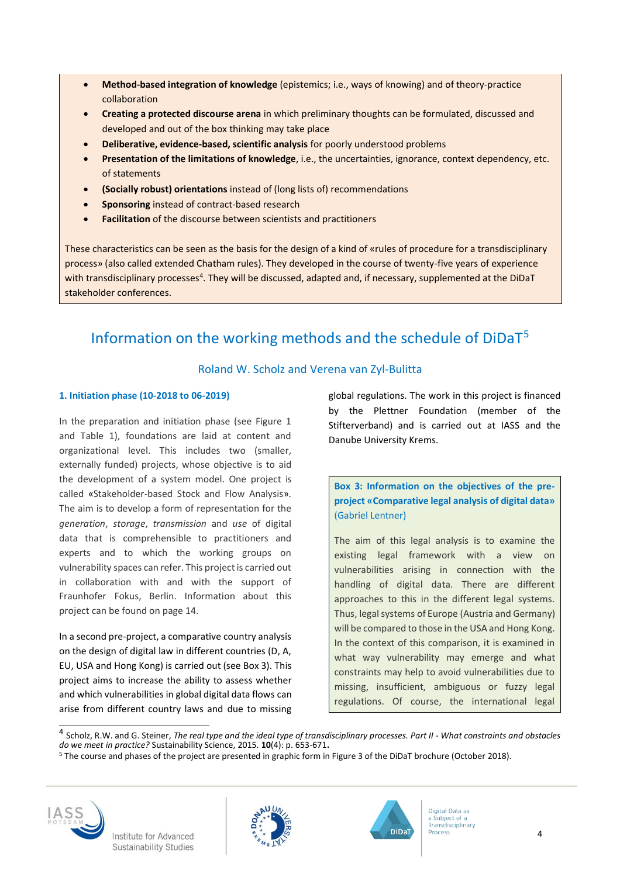- **Method-based integration of knowledge** (epistemics; i.e., ways of knowing) and of theory-practice collaboration
- **Creating a protected discourse arena** in which preliminary thoughts can be formulated, discussed and developed and out of the box thinking may take place
- **Deliberative, evidence-based, scientific analysis** for poorly understood problems
- **Presentation of the limitations of knowledge**, i.e., the uncertainties, ignorance, context dependency, etc. of statements
- **(Socially robust) orientations** instead of (long lists of) recommendations
- **Sponsoring** instead of contract-based research
- **Facilitation** of the discourse between scientists and practitioners

These characteristics can be seen as the basis for the design of a kind of «rules of procedure for a transdisciplinary process» (also called extended Chatham rules). They developed in the course of twenty-five years of experience with transdisciplinary processes[4]. They will be discussed, adapted and, if necessary, supplemented at the DiDaT stakeholder conferences.

## Information on the working methods and the schedule of DiDaT[5]

Roland W. Scholz and Verena van Zyl-Bulitta

### 1. Initiation phase (10-2018 to 06-2019)

In the preparation and initiation phase (see Figure 1 and Table 1), foundations are laid at content and organizational level. This includes two (smaller, externally funded) projects, whose objective is to aid the development of a system model. One project is called «Stakeholder-based Stock and Flow Analysis». The aim is to develop a form of representation for the *generation*, *storage*, *transmission* and *use* of digital data that is comprehensible to practitioners and experts and to which the working groups on vulnerability spaces can refer. This project is carried out in collaboration with and with the support of Fraunhofer Fokus, Berlin. Information about this project can be found on page 14.

In a second pre-project, a comparative country analysis on the design of digital law in different countries (D, A, EU, USA and Hong Kong) is carried out (see Box 3). This project aims to increase the ability to assess whether and which vulnerabilities in global digital data flows can arise from different country laws and due to missing global regulations. The work in this project is financed by the Plettner Foundation (member of the Stifterverband) and is carried out at IASS and the Danube University Krems.

**Box 3: Information on the objectives of the pre-project «Comparative legal analysis of digital data»** (Gabriel Lentner)

The aim of this legal analysis is to examine the existing legal framework with a view on vulnerabilities arising in connection with the handling of digital data. There are different approaches to this in the different legal systems. Thus, legal systems of Europe (Austria and Germany) will be compared to those in the USA and Hong Kong. In the context of this comparison, it is examined in what way vulnerability may emerge and what constraints may help to avoid vulnerabilities due to missing, insufficient, ambiguous or fuzzy legal regulations. Of course, the international legal

---

[4] Scholz, R.W. and G. Steiner, *The real type and the ideal type of transdisciplinary processes. Part II - What constraints and obstacles do we meet in practice?* Sustainability Science, 2015. **10**(4): p. 653-671**.**

[5] The course and phases of the project are presented in graphic form in Figure 3 of the DiDaT brochure (October 2018).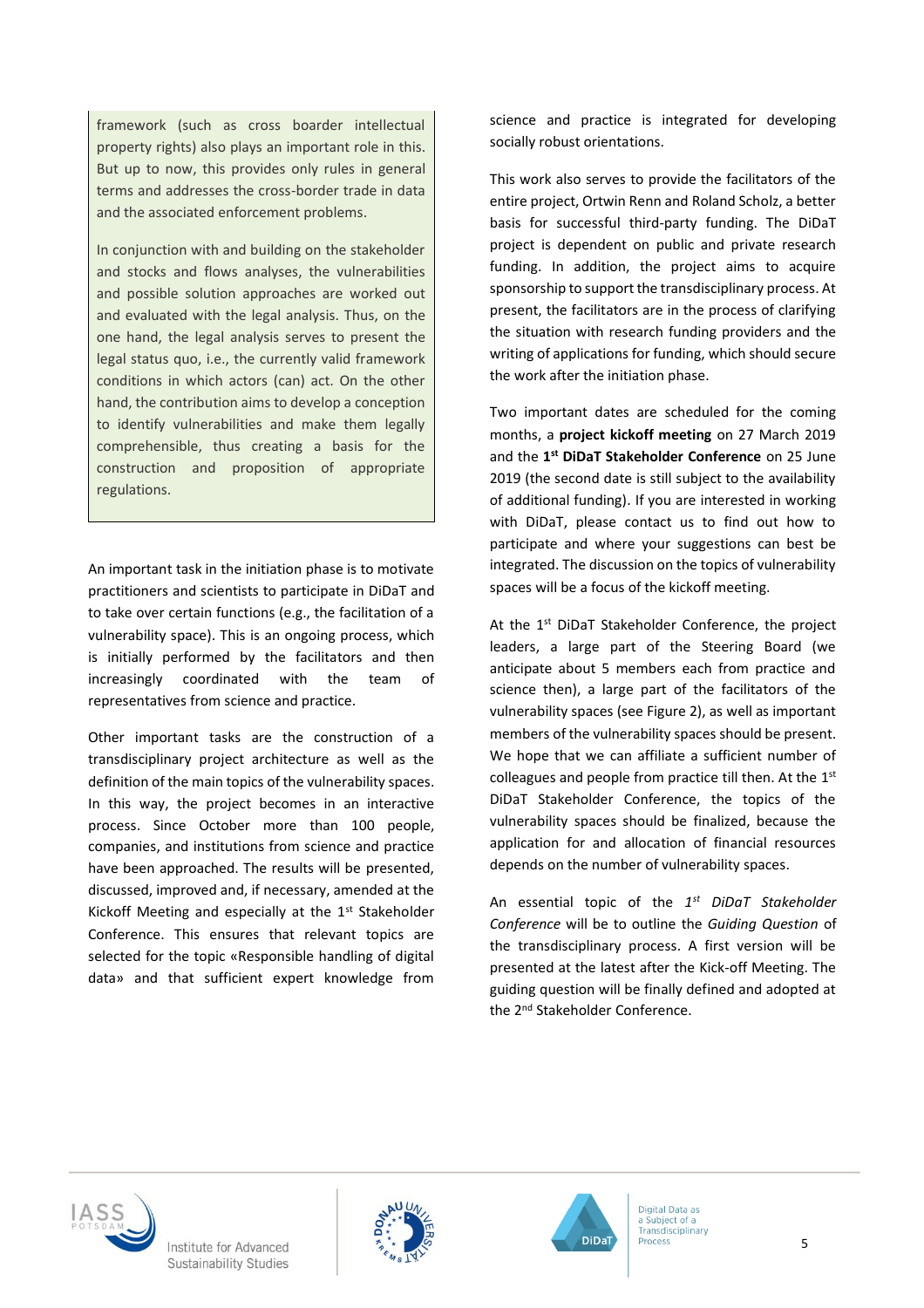framework (such as cross boarder intellectual property rights) also plays an important role in this. But up to now, this provides only rules in general terms and addresses the cross-border trade in data and the associated enforcement problems.

In conjunction with and building on the stakeholder and stocks and flows analyses, the vulnerabilities and possible solution approaches are worked out and evaluated with the legal analysis. Thus, on the one hand, the legal analysis serves to present the legal status quo, i.e., the currently valid framework conditions in which actors (can) act. On the other hand, the contribution aims to develop a conception to identify vulnerabilities and make them legally comprehensible, thus creating a basis for the construction and proposition of appropriate regulations.

An important task in the initiation phase is to motivate practitioners and scientists to participate in DiDaT and to take over certain functions (e.g., the facilitation of a vulnerability space). This is an ongoing process, which is initially performed by the facilitators and then increasingly coordinated with the team of representatives from science and practice.

Other important tasks are the construction of a transdisciplinary project architecture as well as the definition of the main topics of the vulnerability spaces. In this way, the project becomes in an interactive process. Since October more than 100 people, companies, and institutions from science and practice have been approached. The results will be presented, discussed, improved and, if necessary, amended at the Kickoff Meeting and especially at the 1st Stakeholder Conference. This ensures that relevant topics are selected for the topic «Responsible handling of digital data» and that sufficient expert knowledge from science and practice is integrated for developing socially robust orientations.

This work also serves to provide the facilitators of the entire project, Ortwin Renn and Roland Scholz, a better basis for successful third-party funding. The DiDaT project is dependent on public and private research funding. In addition, the project aims to acquire sponsorship to support the transdisciplinary process. At present, the facilitators are in the process of clarifying the situation with research funding providers and the writing of applications for funding, which should secure the work after the initiation phase.

Two important dates are scheduled for the coming months, a **project kickoff meeting** on 27 March 2019 and the **1st DiDaT Stakeholder Conference** on 25 June 2019 (the second date is still subject to the availability of additional funding). If you are interested in working with DiDaT, please contact us to find out how to participate and where your suggestions can best be integrated. The discussion on the topics of vulnerability spaces will be a focus of the kickoff meeting.

At the 1st DiDaT Stakeholder Conference, the project leaders, a large part of the Steering Board (we anticipate about 5 members each from practice and science then), a large part of the facilitators of the vulnerability spaces (see Figure 2), as well as important members of the vulnerability spaces should be present. We hope that we can affiliate a sufficient number of colleagues and people from practice till then. At the 1st DiDaT Stakeholder Conference, the topics of the vulnerability spaces should be finalized, because the application for and allocation of financial resources depends on the number of vulnerability spaces.

An essential topic of the *1st DiDaT Stakeholder Conference* will be to outline the *Guiding Question* of the transdisciplinary process. A first version will be presented at the latest after the Kick-off Meeting. The guiding question will be finally defined and adopted at the 2nd Stakeholder Conference.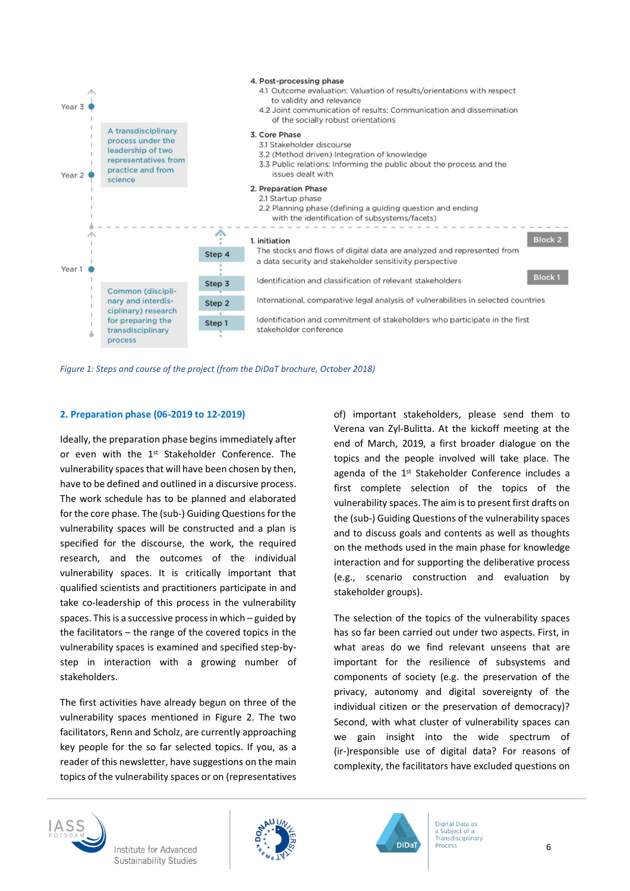4. Post-processing phase
   - 4.1 Outcome evaluation: Valuation of results/orientations with respect to validity and relevance
   - 4.2 Joint communication of results; Communication and dissemination of the socially robust orientations

3. Core Phase
   - 3.1 Stakeholder discourse
   - 3.2 (Method driven) Integration of knowledge
   - 3.3 Public relations: Informing the public about the process and the issues dealt with

2. Preparation Phase
   - 2.1 Startup phase
   - 2.2 Planning phase (defining a guiding question and ending with the identification of subsystems/facets)

Year 3 / Year 2: A transdisciplinary process under the leadership of two representatives from practice and from science

1. initiation

Year 1: Common (disciplinary and interdisciplinary) research for preparing the transdisciplinary process

| Step | Activity | Block |
|---|---|---|
| Step 4 | The stocks and flows of digital data are analyzed and represented from a data security and stakeholder sensitivity perspective | Block 2 |
| Step 3 | Identification and classification of relevant stakeholders | Block 1 |
| Step 2 | International, comparative legal analysis of vulnerabilities in selected countries | |
| Step 1 | Identification and commitment of stakeholders who participate in the first stakeholder conference | |

*Figure 1: Steps and course of the project (from the DiDaT brochure, October 2018)*

## 2. Preparation phase (06-2019 to 12-2019)

Ideally, the preparation phase begins immediately after or even with the 1st Stakeholder Conference. The vulnerability spaces that will have been chosen by then, have to be defined and outlined in a discursive process. The work schedule has to be planned and elaborated for the core phase. The (sub-) Guiding Questions for the vulnerability spaces will be constructed and a plan is specified for the discourse, the work, the required research, and the outcomes of the individual vulnerability spaces. It is critically important that qualified scientists and practitioners participate in and take co-leadership of this process in the vulnerability spaces. This is a successive process in which – guided by the facilitators – the range of the covered topics in the vulnerability spaces is examined and specified step-by-step in interaction with a growing number of stakeholders.

The first activities have already begun on three of the vulnerability spaces mentioned in Figure 2. The two facilitators, Renn and Scholz, are currently approaching key people for the so far selected topics. If you, as a reader of this newsletter, have suggestions on the main topics of the vulnerability spaces or on (representatives of) important stakeholders, please send them to Verena van Zyl-Bulitta. At the kickoff meeting at the end of March, 2019, a first broader dialogue on the topics and the people involved will take place. The agenda of the 1st Stakeholder Conference includes a first complete selection of the topics of the vulnerability spaces. The aim is to present first drafts on the (sub-) Guiding Questions of the vulnerability spaces and to discuss goals and contents as well as thoughts on the methods used in the main phase for knowledge interaction and for supporting the deliberative process (e.g., scenario construction and evaluation by stakeholder groups).

The selection of the topics of the vulnerability spaces has so far been carried out under two aspects. First, in what areas do we find relevant unseens that are important for the resilience of subsystems and components of society (e.g. the preservation of the privacy, autonomy and digital sovereignty of the individual citizen or the preservation of democracy)? Second, with what cluster of vulnerability spaces can we gain insight into the wide spectrum of (ir-)responsible use of digital data? For reasons of complexity, the facilitators have excluded questions on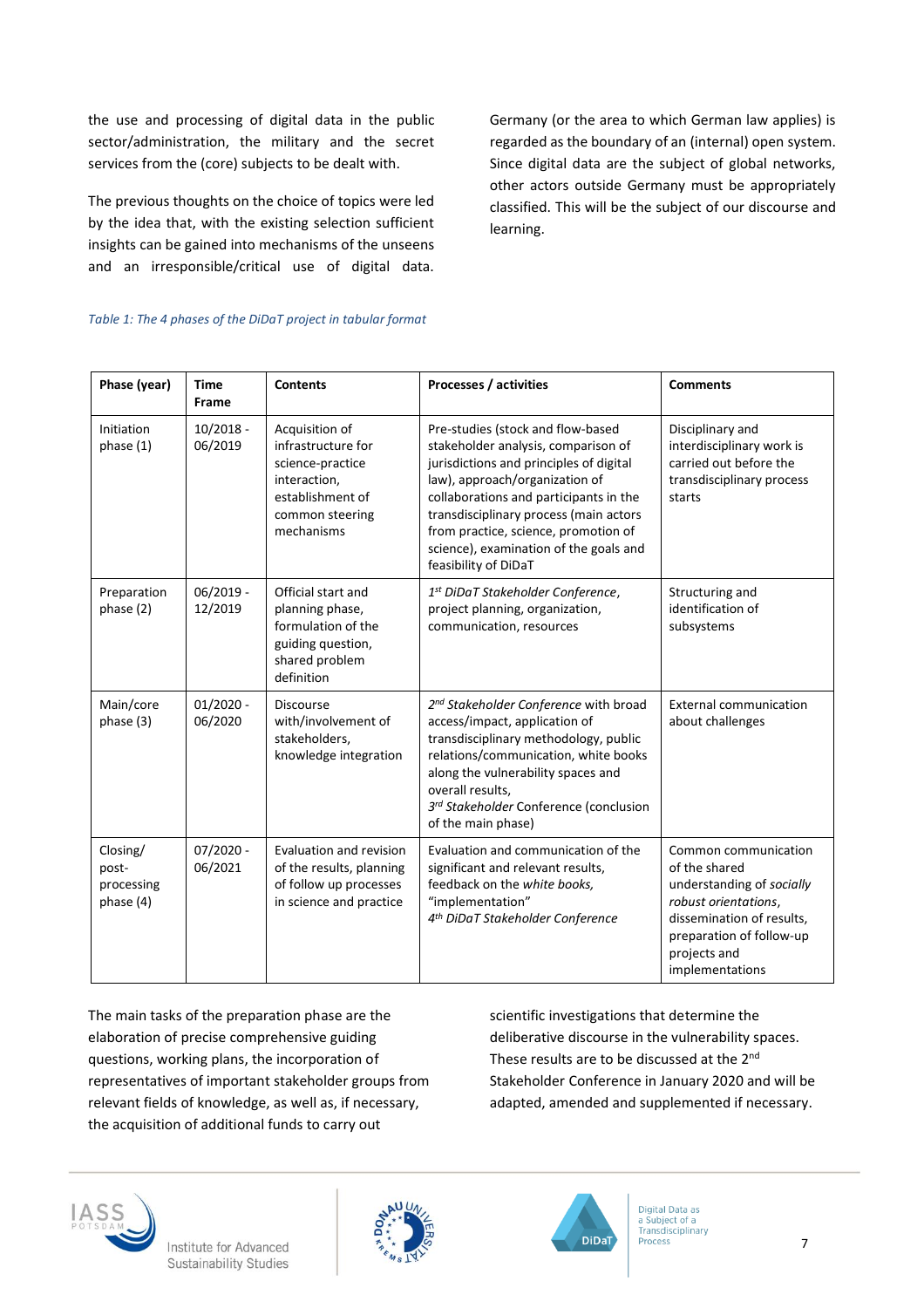the use and processing of digital data in the public sector/administration, the military and the secret services from the (core) subjects to be dealt with.

The previous thoughts on the choice of topics were led by the idea that, with the existing selection sufficient insights can be gained into mechanisms of the unseens and an irresponsible/critical use of digital data. Germany (or the area to which German law applies) is regarded as the boundary of an (internal) open system. Since digital data are the subject of global networks, other actors outside Germany must be appropriately classified. This will be the subject of our discourse and learning.

*Table 1: The 4 phases of the DiDaT project in tabular format*

| **Phase (year)** | **Time Frame** | **Contents** | **Processes / activities** | **Comments** |
|---|---|---|---|---|
| Initiation phase (1) | 10/2018 - 06/2019 | Acquisition of infrastructure for science-practice interaction, establishment of common steering mechanisms | Pre-studies (stock and flow-based stakeholder analysis, comparison of jurisdictions and principles of digital law), approach/organization of collaborations and participants in the transdisciplinary process (main actors from practice, science, promotion of science), examination of the goals and feasibility of DiDaT | Disciplinary and interdisciplinary work is carried out before the transdisciplinary process starts |
| Preparation phase (2) | 06/2019 - 12/2019 | Official start and planning phase, formulation of the guiding question, shared problem definition | *1st DiDaT Stakeholder Conference*, project planning, organization, communication, resources | Structuring and identification of subsystems |
| Main/core phase (3) | 01/2020 - 06/2020 | Discourse with/involvement of stakeholders, knowledge integration | *2nd Stakeholder Conference* with broad access/impact, application of transdisciplinary methodology, public relations/communication, white books along the vulnerability spaces and overall results, *3rd Stakeholder* Conference (conclusion of the main phase) | External communication about challenges |
| Closing/ post-processing phase (4) | 07/2020 - 06/2021 | Evaluation and revision of the results, planning of follow up processes in science and practice | Evaluation and communication of the significant and relevant results, feedback on the *white books*, "implementation" *4th DiDaT Stakeholder Conference* | Common communication of the shared understanding of *socially robust orientations*, dissemination of results, preparation of follow-up projects and implementations |

The main tasks of the preparation phase are the elaboration of precise comprehensive guiding questions, working plans, the incorporation of representatives of important stakeholder groups from relevant fields of knowledge, as well as, if necessary, the acquisition of additional funds to carry out scientific investigations that determine the deliberative discourse in the vulnerability spaces. These results are to be discussed at the 2nd Stakeholder Conference in January 2020 and will be adapted, amended and supplemented if necessary.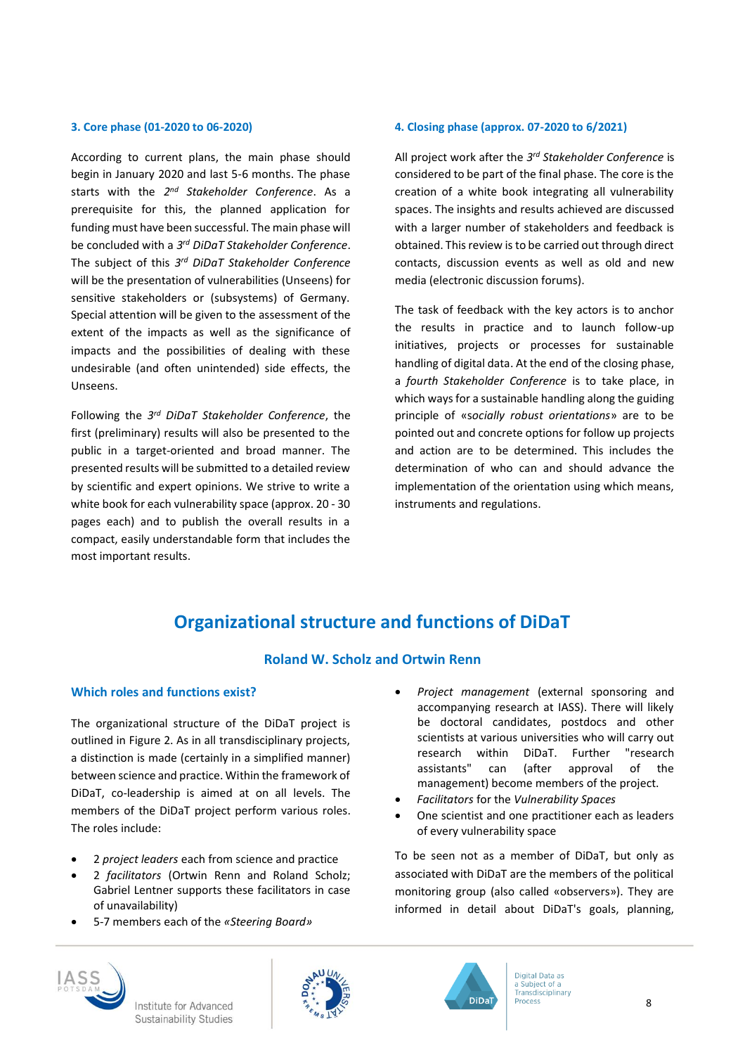### 3. Core phase (01-2020 to 06-2020)

According to current plans, the main phase should begin in January 2020 and last 5-6 months. The phase starts with the 2nd *Stakeholder Conference*. As a prerequisite for this, the planned application for funding must have been successful. The main phase will be concluded with a 3rd *DiDaT Stakeholder Conference*. The subject of this 3rd *DiDaT Stakeholder Conference* will be the presentation of vulnerabilities (Unseens) for sensitive stakeholders or (subsystems) of Germany. Special attention will be given to the assessment of the extent of the impacts as well as the significance of impacts and the possibilities of dealing with these undesirable (and often unintended) side effects, the Unseens.

Following the 3rd *DiDaT Stakeholder Conference*, the first (preliminary) results will also be presented to the public in a target-oriented and broad manner. The presented results will be submitted to a detailed review by scientific and expert opinions. We strive to write a white book for each vulnerability space (approx. 20 - 30 pages each) and to publish the overall results in a compact, easily understandable form that includes the most important results.

### 4. Closing phase (approx. 07-2020 to 6/2021)

All project work after the 3rd *Stakeholder Conference* is considered to be part of the final phase. The core is the creation of a white book integrating all vulnerability spaces. The insights and results achieved are discussed with a larger number of stakeholders and feedback is obtained. This review is to be carried out through direct contacts, discussion events as well as old and new media (electronic discussion forums).

The task of feedback with the key actors is to anchor the results in practice and to launch follow-up initiatives, projects or processes for sustainable handling of digital data. At the end of the closing phase, a *fourth Stakeholder Conference* is to take place, in which ways for a sustainable handling along the guiding principle of «*socially robust orientations*» are to be pointed out and concrete options for follow up projects and action are to be determined. This includes the determination of who can and should advance the implementation of the orientation using which means, instruments and regulations.

## Organizational structure and functions of DiDaT

### Roland W. Scholz and Ortwin Renn

### Which roles and functions exist?

The organizational structure of the DiDaT project is outlined in Figure 2. As in all transdisciplinary projects, a distinction is made (certainly in a simplified manner) between science and practice. Within the framework of DiDaT, co-leadership is aimed at on all levels. The members of the DiDaT project perform various roles. The roles include:

- 2 *project leaders* each from science and practice
- 2 *facilitators* (Ortwin Renn and Roland Scholz; Gabriel Lentner supports these facilitators in case of unavailability)
- 5-7 members each of the *«Steering Board»*
- *Project management* (external sponsoring and accompanying research at IASS). There will likely be doctoral candidates, postdocs and other scientists at various universities who will carry out research within DiDaT. Further "research assistants" can (after approval of the management) become members of the project.
- *Facilitators* for the *Vulnerability Spaces*
- One scientist and one practitioner each as leaders of every vulnerability space

To be seen not as a member of DiDaT, but only as associated with DiDaT are the members of the political monitoring group (also called «observers»). They are informed in detail about DiDaT's goals, planning,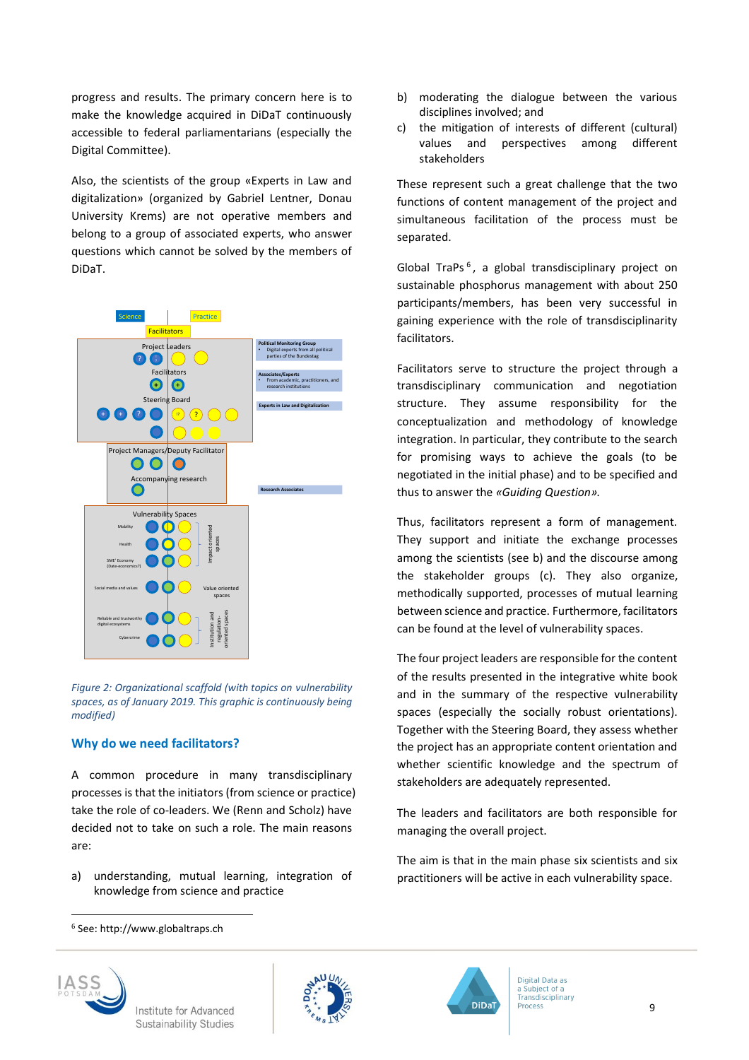progress and results. The primary concern here is to make the knowledge acquired in DiDaT continuously accessible to federal parliamentarians (especially the Digital Committee).

Also, the scientists of the group «Experts in Law and digitalization» (organized by Gabriel Lentner, Donau University Krems) are not operative members and belong to a group of associated experts, who answer questions which cannot be solved by the members of DiDaT.

*Figure 2: Organizational scaffold (with topics on vulnerability spaces, as of January 2019. This graphic is continuously being modified)*

## Why do we need facilitators?

A common procedure in many transdisciplinary processes is that the initiators (from science or practice) take the role of co-leaders. We (Renn and Scholz) have decided not to take on such a role. The main reasons are:

a) understanding, mutual learning, integration of knowledge from science and practice

b) moderating the dialogue between the various disciplines involved; and

c) the mitigation of interests of different (cultural) values and perspectives among different stakeholders

These represent such a great challenge that the two functions of content management of the project and simultaneous facilitation of the process must be separated.

Global TraPs [6], a global transdisciplinary project on sustainable phosphorus management with about 250 participants/members, has been very successful in gaining experience with the role of transdisciplinarity facilitators.

Facilitators serve to structure the project through a transdisciplinary communication and negotiation structure. They assume responsibility for the conceptualization and methodology of knowledge integration. In particular, they contribute to the search for promising ways to achieve the goals (to be negotiated in the initial phase) and to be specified and thus to answer the *«Guiding Question»*.

Thus, facilitators represent a form of management. They support and initiate the exchange processes among the scientists (see b) and the discourse among the stakeholder groups (c). They also organize, methodically supported, processes of mutual learning between science and practice. Furthermore, facilitators can be found at the level of vulnerability spaces.

The four project leaders are responsible for the content of the results presented in the integrative white book and in the summary of the respective vulnerability spaces (especially the socially robust orientations). Together with the Steering Board, they assess whether the project has an appropriate content orientation and whether scientific knowledge and the spectrum of stakeholders are adequately represented.

The leaders and facilitators are both responsible for managing the overall project.

The aim is that in the main phase six scientists and six practitioners will be active in each vulnerability space.

[6] See: http://www.globaltraps.ch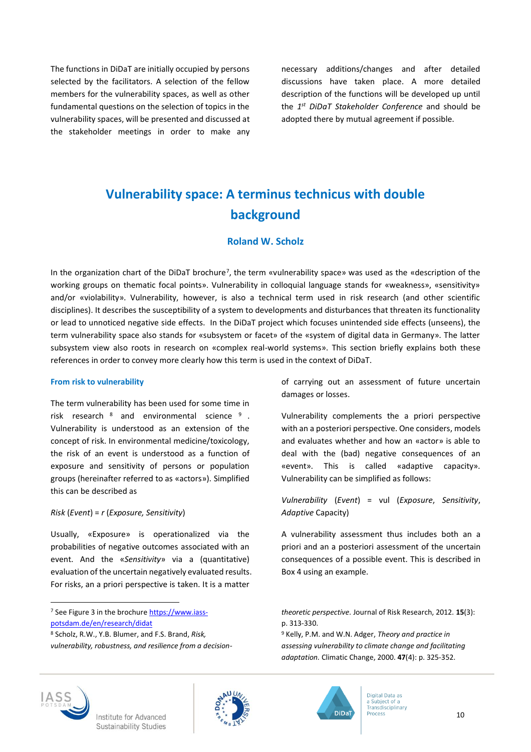The functions in DiDaT are initially occupied by persons selected by the facilitators. A selection of the fellow members for the vulnerability spaces, as well as other fundamental questions on the selection of topics in the vulnerability spaces, will be presented and discussed at the stakeholder meetings in order to make any necessary additions/changes and after detailed discussions have taken place. A more detailed description of the functions will be developed up until the *1st DiDaT Stakeholder Conference* and should be adopted there by mutual agreement if possible.

## Vulnerability space: A terminus technicus with double background

### Roland W. Scholz

In the organization chart of the DiDaT brochure[7], the term «vulnerability space» was used as the «description of the working groups on thematic focal points». Vulnerability in colloquial language stands for «weakness», «sensitivity» and/or «violability». Vulnerability, however, is also a technical term used in risk research (and other scientific disciplines). It describes the susceptibility of a system to developments and disturbances that threaten its functionality or lead to unnoticed negative side effects. In the DiDaT project which focuses unintended side effects (unseens), the term vulnerability space also stands for «subsystem or facet» of the «system of digital data in Germany». The latter subsystem view also roots in research on «complex real-world systems». This section briefly explains both these references in order to convey more clearly how this term is used in the context of DiDaT.

#### From risk to vulnerability

The term vulnerability has been used for some time in risk research [8] and environmental science [9]. Vulnerability is understood as an extension of the concept of risk. In environmental medicine/toxicology, the risk of an event is understood as a function of exposure and sensitivity of persons or population groups (hereinafter referred to as «actors»). Simplified this can be described as

*Risk* (*Event*) = *r* (*Exposure, Sensitivity*)

Usually, «Exposure» is operationalized via the probabilities of negative outcomes associated with an event. And the «*Sensitivity*» via a (quantitative) evaluation of the uncertain negatively evaluated results. For risks, an a priori perspective is taken. It is a matter of carrying out an assessment of future uncertain damages or losses.

Vulnerability complements the a priori perspective with an a posteriori perspective. One considers, models and evaluates whether and how an «actor» is able to deal with the (bad) negative consequences of an «event». This is called «adaptive capacity». Vulnerability can be simplified as follows:

*Vulnerability* (*Event*) = vul (*Exposure*, *Sensitivity*, *Adaptive* Capacity)

A vulnerability assessment thus includes both an a priori and an a posteriori assessment of the uncertain consequences of a possible event. This is described in Box 4 using an example.

---

[7] See Figure 3 in the brochure https://www.iass-potsdam.de/en/research/didat

[8] Scholz, R.W., Y.B. Blumer, and F.S. Brand, *Risk, vulnerability, robustness, and resilience from a decision-theoretic perspective.* Journal of Risk Research, 2012. **15**(3): p. 313-330.

[9] Kelly, P.M. and W.N. Adger, *Theory and practice in assessing vulnerability to climate change and facilitating adaptation.* Climatic Change, 2000. **47**(4): p. 325-352.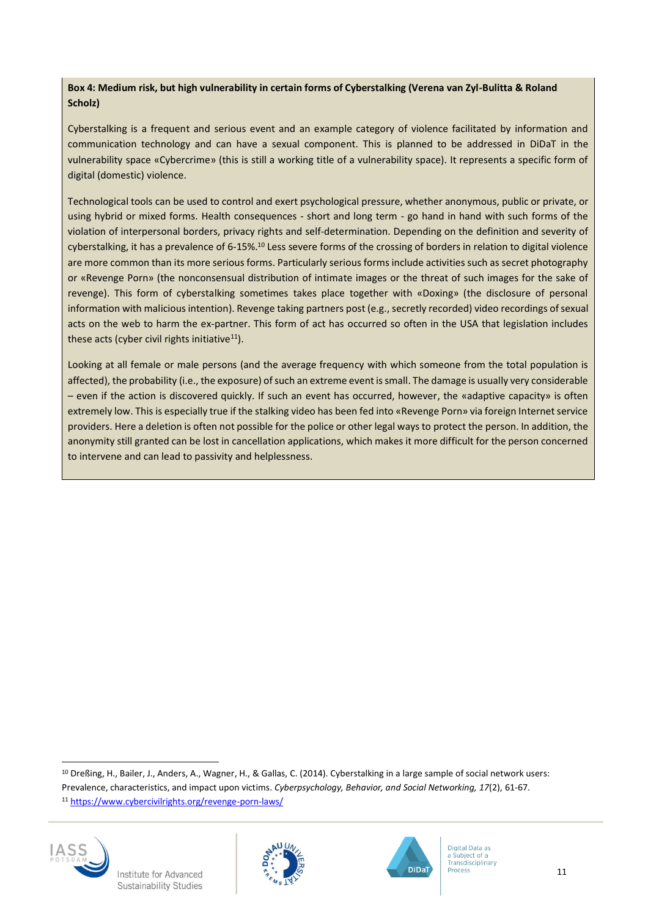**Box 4: Medium risk, but high vulnerability in certain forms of Cyberstalking (Verena van Zyl-Bulitta & Roland Scholz)**

Cyberstalking is a frequent and serious event and an example category of violence facilitated by information and communication technology and can have a sexual component. This is planned to be addressed in DiDaT in the vulnerability space «Cybercrime» (this is still a working title of a vulnerability space). It represents a specific form of digital (domestic) violence.

Technological tools can be used to control and exert psychological pressure, whether anonymous, public or private, or using hybrid or mixed forms. Health consequences - short and long term - go hand in hand with such forms of the violation of interpersonal borders, privacy rights and self-determination. Depending on the definition and severity of cyberstalking, it has a prevalence of 6-15%.[10] Less severe forms of the crossing of borders in relation to digital violence are more common than its more serious forms. Particularly serious forms include activities such as secret photography or «Revenge Porn» (the nonconsensual distribution of intimate images or the threat of such images for the sake of revenge). This form of cyberstalking sometimes takes place together with «Doxing» (the disclosure of personal information with malicious intention). Revenge taking partners post (e.g., secretly recorded) video recordings of sexual acts on the web to harm the ex-partner. This form of act has occurred so often in the USA that legislation includes these acts (cyber civil rights initiative[11]).

Looking at all female or male persons (and the average frequency with which someone from the total population is affected), the probability (i.e., the exposure) of such an extreme event is small. The damage is usually very considerable – even if the action is discovered quickly. If such an event has occurred, however, the «adaptive capacity» is often extremely low. This is especially true if the stalking video has been fed into «Revenge Porn» via foreign Internet service providers. Here a deletion is often not possible for the police or other legal ways to protect the person. In addition, the anonymity still granted can be lost in cancellation applications, which makes it more difficult for the person concerned to intervene and can lead to passivity and helplessness.

---

[10] Dreßing, H., Bailer, J., Anders, A., Wagner, H., & Gallas, C. (2014). Cyberstalking in a large sample of social network users: Prevalence, characteristics, and impact upon victims. *Cyberpsychology, Behavior, and Social Networking, 17*(2), 61-67.

[11] https://www.cybercivilrights.org/revenge-porn-laws/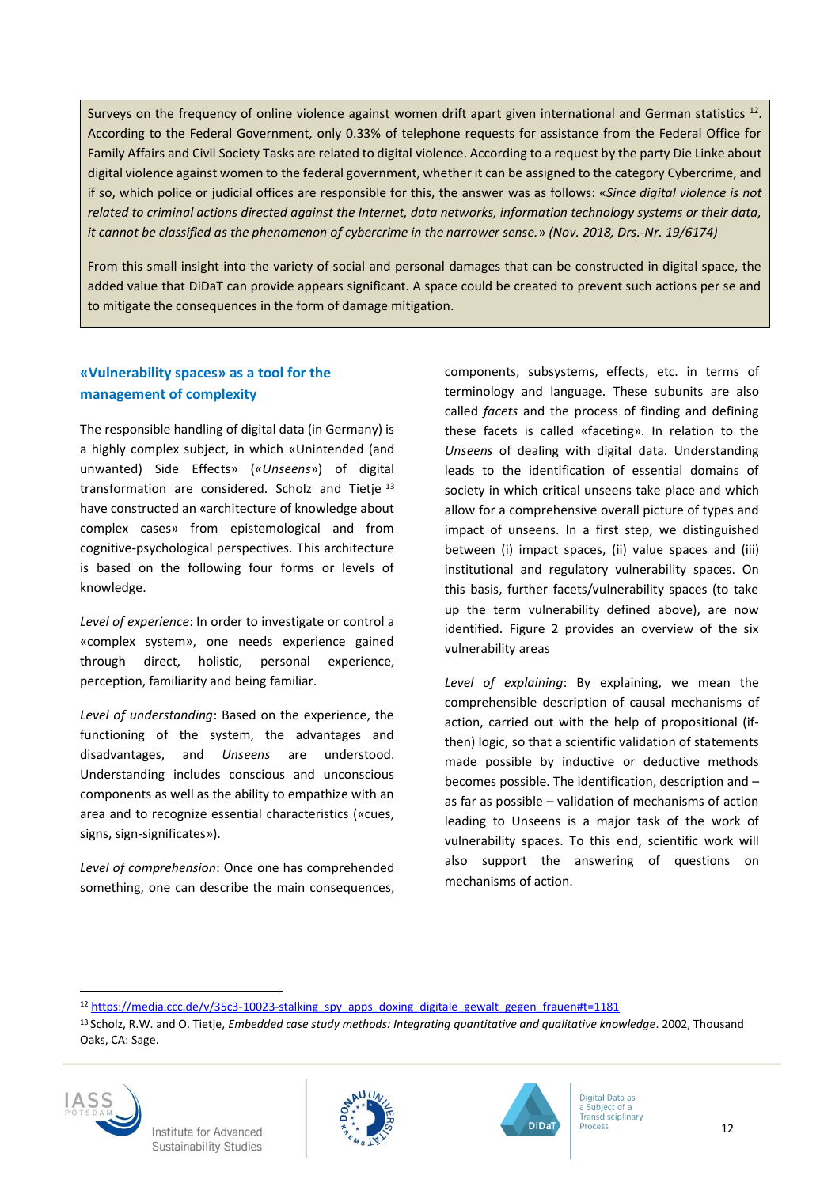Surveys on the frequency of online violence against women drift apart given international and German statistics [12]. According to the Federal Government, only 0.33% of telephone requests for assistance from the Federal Office for Family Affairs and Civil Society Tasks are related to digital violence. According to a request by the party Die Linke about digital violence against women to the federal government, whether it can be assigned to the category Cybercrime, and if so, which police or judicial offices are responsible for this, the answer was as follows: «*Since digital violence is not related to criminal actions directed against the Internet, data networks, information technology systems or their data, it cannot be classified as the phenomenon of cybercrime in the narrower sense.*» *(Nov. 2018, Drs.-Nr. 19/6174)*

From this small insight into the variety of social and personal damages that can be constructed in digital space, the added value that DiDaT can provide appears significant. A space could be created to prevent such actions per se and to mitigate the consequences in the form of damage mitigation.

## «Vulnerability spaces» as a tool for the management of complexity

The responsible handling of digital data (in Germany) is a highly complex subject, in which «Unintended (and unwanted) Side Effects» («*Unseens*») of digital transformation are considered. Scholz and Tietje [13] have constructed an «architecture of knowledge about complex cases» from epistemological and from cognitive-psychological perspectives. This architecture is based on the following four forms or levels of knowledge.

*Level of experience*: In order to investigate or control a «complex system», one needs experience gained through direct, holistic, personal experience, perception, familiarity and being familiar.

*Level of understanding*: Based on the experience, the functioning of the system, the advantages and disadvantages, and *Unseens* are understood. Understanding includes conscious and unconscious components as well as the ability to empathize with an area and to recognize essential characteristics («cues, signs, sign-significates»).

*Level of comprehension*: Once one has comprehended something, one can describe the main consequences, components, subsystems, effects, etc. in terms of terminology and language. These subunits are also called *facets* and the process of finding and defining these facets is called «faceting». In relation to the *Unseens* of dealing with digital data. Understanding leads to the identification of essential domains of society in which critical unseens take place and which allow for a comprehensive overall picture of types and impact of unseens. In a first step, we distinguished between (i) impact spaces, (ii) value spaces and (iii) institutional and regulatory vulnerability spaces. On this basis, further facets/vulnerability spaces (to take up the term vulnerability defined above), are now identified. Figure 2 provides an overview of the six vulnerability areas

*Level of explaining*: By explaining, we mean the comprehensible description of causal mechanisms of action, carried out with the help of propositional (if-then) logic, so that a scientific validation of statements made possible by inductive or deductive methods becomes possible. The identification, description and – as far as possible – validation of mechanisms of action leading to Unseens is a major task of the work of vulnerability spaces. To this end, scientific work will also support the answering of questions on mechanisms of action.

---

[12] https://media.ccc.de/v/35c3-10023-stalking_spy_apps_doxing_digitale_gewalt_gegen_frauen#t=1181

[13] Scholz, R.W. and O. Tietje, *Embedded case study methods: Integrating quantitative and qualitative knowledge*. 2002, Thousand Oaks, CA: Sage.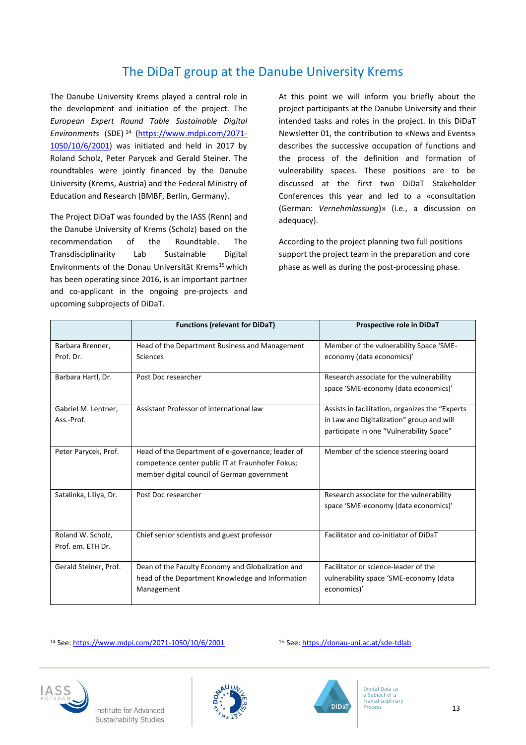# The DiDaT group at the Danube University Krems

The Danube University Krems played a central role in the development and initiation of the project. The *European Expert Round Table Sustainable Digital Environments* (SDE) [14] (https://www.mdpi.com/2071-1050/10/6/2001) was initiated and held in 2017 by Roland Scholz, Peter Parycek and Gerald Steiner. The roundtables were jointly financed by the Danube University (Krems, Austria) and the Federal Ministry of Education and Research (BMBF, Berlin, Germany).

The Project DiDaT was founded by the IASS (Renn) and the Danube University of Krems (Scholz) based on the recommendation of the Roundtable. The Transdisciplinarity Lab Sustainable Digital Environments of the Donau Universität Krems[15] which has been operating since 2016, is an important partner and co-applicant in the ongoing pre-projects and upcoming subprojects of DiDaT.

At this point we will inform you briefly about the project participants at the Danube University and their intended tasks and roles in the project. In this DiDaT Newsletter 01, the contribution to «News and Events» describes the successive occupation of functions and the process of the definition and formation of vulnerability spaces. These positions are to be discussed at the first two DiDaT Stakeholder Conferences this year and led to a «consultation (German: *Vernehmlassung*)» (i.e., a discussion on adequacy).

According to the project planning two full positions support the project team in the preparation and core phase as well as during the post-processing phase.

| | Functions (relevant for DiDaT) | Prospective role in DiDaT |
|---|---|---|
| Barbara Brenner, Prof. Dr. | Head of the Department Business and Management Sciences | Member of the vulnerability Space 'SME-economy (data economics)' |
| Barbara Hartl, Dr. | Post Doc researcher | Research associate for the vulnerability space 'SME-economy (data economics)' |
| Gabriel M. Lentner, Ass.-Prof. | Assistant Professor of international law | Assists in facilitation, organizes the "Experts in Law and Digitalization" group and will participate in one "Vulnerability Space" |
| Peter Parycek, Prof. | Head of the Department of e-governance; leader of competence center public IT at Fraunhofer Fokus; member digital council of German government | Member of the science steering board |
| Satalinka, Liliya, Dr. | Post Doc researcher | Research associate for the vulnerability space 'SME-economy (data economics)' |
| Roland W. Scholz, Prof. em. ETH Dr. | Chief senior scientists and guest professor | Facilitator and co-initiator of DiDaT |
| Gerald Steiner, Prof. | Dean of the Faculty Economy and Globalization and head of the Department Knowledge and Information Management | Facilitator or science-leader of the vulnerability space 'SME-economy (data economics)' |

[14] See: https://www.mdpi.com/2071-1050/10/6/2001

[15] See: https://donau-uni.ac.at/sde-tdlab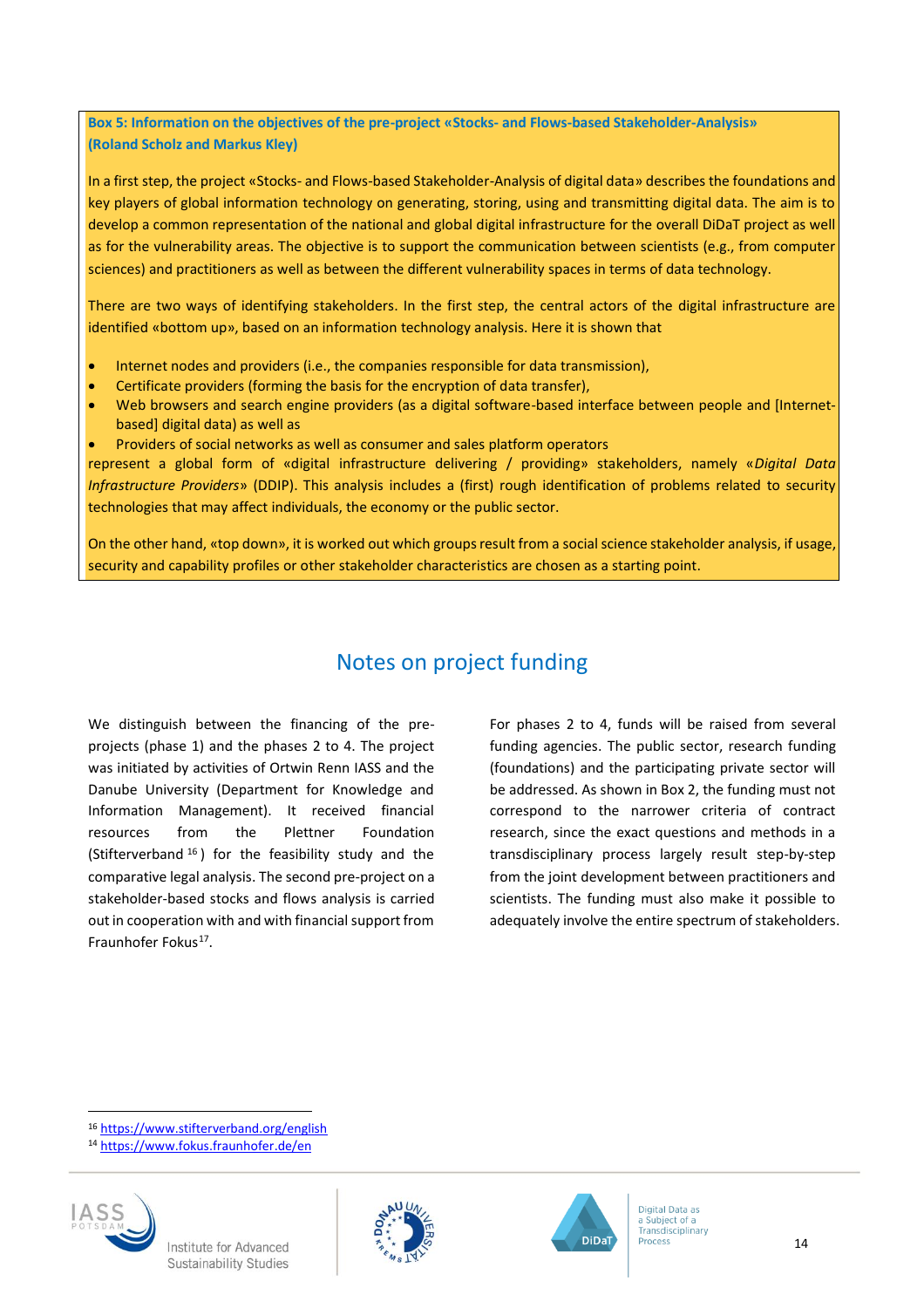**Box 5: Information on the objectives of the pre-project «Stocks- and Flows-based Stakeholder-Analysis» (Roland Scholz and Markus Kley)**

In a first step, the project «Stocks- and Flows-based Stakeholder-Analysis of digital data» describes the foundations and key players of global information technology on generating, storing, using and transmitting digital data. The aim is to develop a common representation of the national and global digital infrastructure for the overall DiDaT project as well as for the vulnerability areas. The objective is to support the communication between scientists (e.g., from computer sciences) and practitioners as well as between the different vulnerability spaces in terms of data technology.

There are two ways of identifying stakeholders. In the first step, the central actors of the digital infrastructure are identified «bottom up», based on an information technology analysis. Here it is shown that

- Internet nodes and providers (i.e., the companies responsible for data transmission),
- Certificate providers (forming the basis for the encryption of data transfer),
- Web browsers and search engine providers (as a digital software-based interface between people and [Internet-based] digital data) as well as
- Providers of social networks as well as consumer and sales platform operators

represent a global form of «digital infrastructure delivering / providing» stakeholders, namely «*Digital Data Infrastructure Providers*» (DDIP). This analysis includes a (first) rough identification of problems related to security technologies that may affect individuals, the economy or the public sector.

On the other hand, «top down», it is worked out which groups result from a social science stakeholder analysis, if usage, security and capability profiles or other stakeholder characteristics are chosen as a starting point.

## Notes on project funding

We distinguish between the financing of the pre-projects (phase 1) and the phases 2 to 4. The project was initiated by activities of Ortwin Renn IASS and the Danube University (Department for Knowledge and Information Management). It received financial resources from the Plettner Foundation (Stifterverband[16]) for the feasibility study and the comparative legal analysis. The second pre-project on a stakeholder-based stocks and flows analysis is carried out in cooperation with and with financial support from Fraunhofer Fokus[17].

For phases 2 to 4, funds will be raised from several funding agencies. The public sector, research funding (foundations) and the participating private sector will be addressed. As shown in Box 2, the funding must not correspond to the narrower criteria of contract research, since the exact questions and methods in a transdisciplinary process largely result step-by-step from the joint development between practitioners and scientists. The funding must also make it possible to adequately involve the entire spectrum of stakeholders.

[16] https://www.stifterverband.org/english

[14] https://www.fokus.fraunhofer.de/en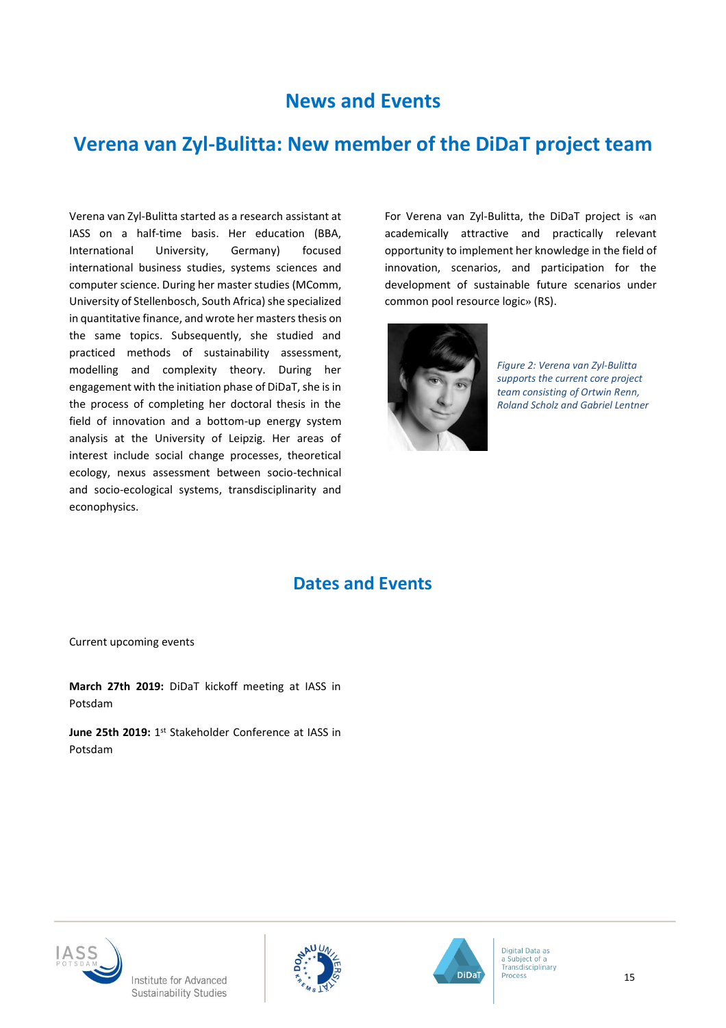# News and Events

## Verena van Zyl-Bulitta: New member of the DiDaT project team

Verena van Zyl-Bulitta started as a research assistant at IASS on a half-time basis. Her education (BBA, International University, Germany) focused international business studies, systems sciences and computer science. During her master studies (MComm, University of Stellenbosch, South Africa) she specialized in quantitative finance, and wrote her masters thesis on the same topics. Subsequently, she studied and practiced methods of sustainability assessment, modelling and complexity theory. During her engagement with the initiation phase of DiDaT, she is in the process of completing her doctoral thesis in the field of innovation and a bottom-up energy system analysis at the University of Leipzig. Her areas of interest include social change processes, theoretical ecology, nexus assessment between socio-technical and socio-ecological systems, transdisciplinarity and econophysics.

For Verena van Zyl-Bulitta, the DiDaT project is «an academically attractive and practically relevant opportunity to implement her knowledge in the field of innovation, scenarios, and participation for the development of sustainable future scenarios under common pool resource logic» (RS).

*Figure 2: Verena van Zyl-Bulitta supports the current core project team consisting of Ortwin Renn, Roland Scholz and Gabriel Lentner*

## Dates and Events

Current upcoming events

**March 27th 2019:** DiDaT kickoff meeting at IASS in Potsdam

**June 25th 2019:** 1st Stakeholder Conference at IASS in Potsdam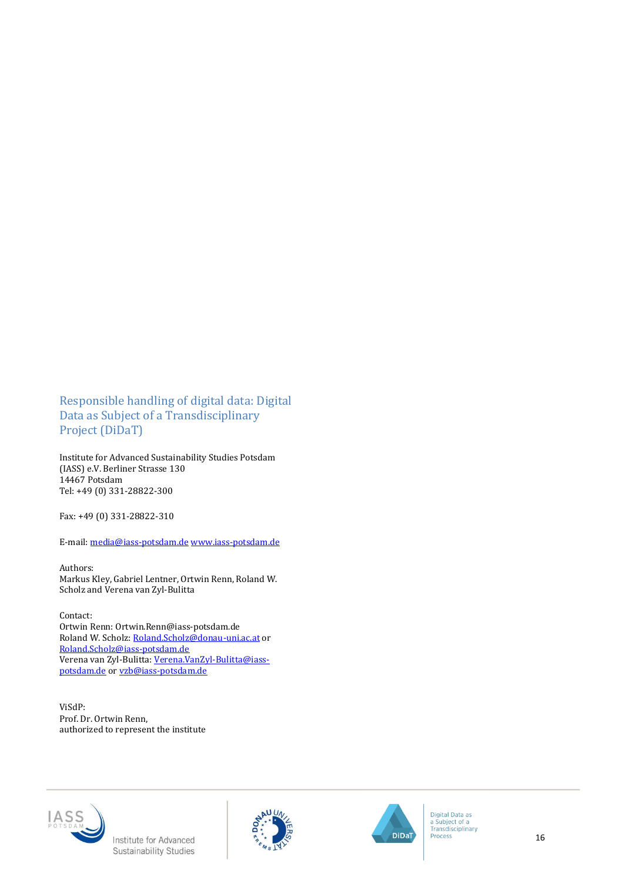## Responsible handling of digital data: Digital Data as Subject of a Transdisciplinary Project (DiDaT)

Institute for Advanced Sustainability Studies Potsdam (IASS) e.V. Berliner Strasse 130
14467 Potsdam
Tel: +49 (0) 331-28822-300

Fax: +49 (0) 331-28822-310

E-mail: media@iass-potsdam.de www.iass-potsdam.de

Authors:
Markus Kley, Gabriel Lentner, Ortwin Renn, Roland W. Scholz and Verena van Zyl-Bulitta

Contact:
Ortwin Renn: Ortwin.Renn@iass-potsdam.de
Roland W. Scholz: Roland.Scholz@donau-uni.ac.at or Roland.Scholz@iass-potsdam.de
Verena van Zyl-Bulitta: Verena.VanZyl-Bulitta@iass-potsdam.de or vzb@iass-potsdam.de

ViSdP:
Prof. Dr. Ortwin Renn,
authorized to represent the institute